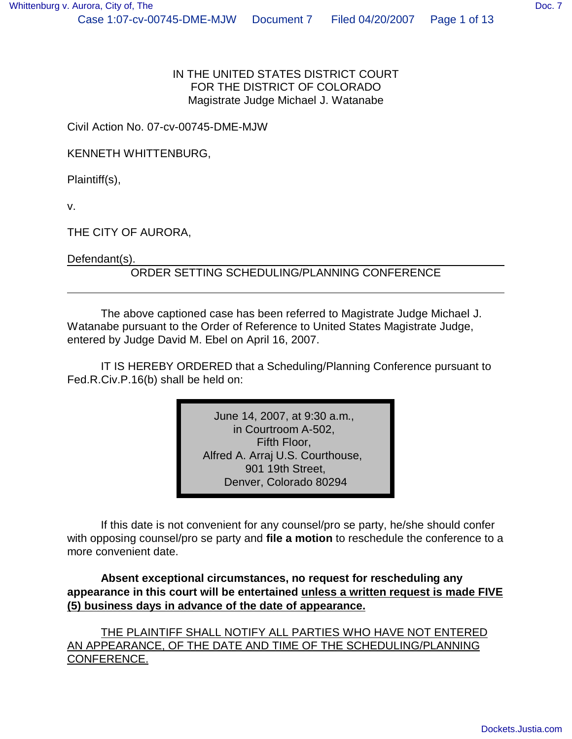IN THE UNITED STATES DISTRICT COURT
FOR THE DISTRICT OF COLORADO
Magistrate Judge Michael J. Watanabe

Civil Action No. 07-cv-00745-DME-MJW

KENNETH WHITTENBURG,

Plaintiff(s),

v.

THE CITY OF AURORA,

Defendant(s).

## ORDER SETTING SCHEDULING/PLANNING CONFERENCE

The above captioned case has been referred to Magistrate Judge Michael J. Watanabe pursuant to the Order of Reference to United States Magistrate Judge, entered by Judge David M. Ebel on April 16, 2007.

IT IS HEREBY ORDERED that a Scheduling/Planning Conference pursuant to Fed.R.Civ.P.16(b) shall be held on:

June 14, 2007, at 9:30 a.m.,
in Courtroom A-502,
Fifth Floor,
Alfred A. Arraj U.S. Courthouse,
901 19th Street,
Denver, Colorado 80294

If this date is not convenient for any counsel/pro se party, he/she should confer with opposing counsel/pro se party and **file a motion** to reschedule the conference to a more convenient date.

**Absent exceptional circumstances, no request for rescheduling any appearance in this court will be entertained unless a written request is made FIVE (5) business days in advance of the date of appearance.**

THE PLAINTIFF SHALL NOTIFY ALL PARTIES WHO HAVE NOT ENTERED AN APPEARANCE, OF THE DATE AND TIME OF THE SCHEDULING/PLANNING CONFERENCE.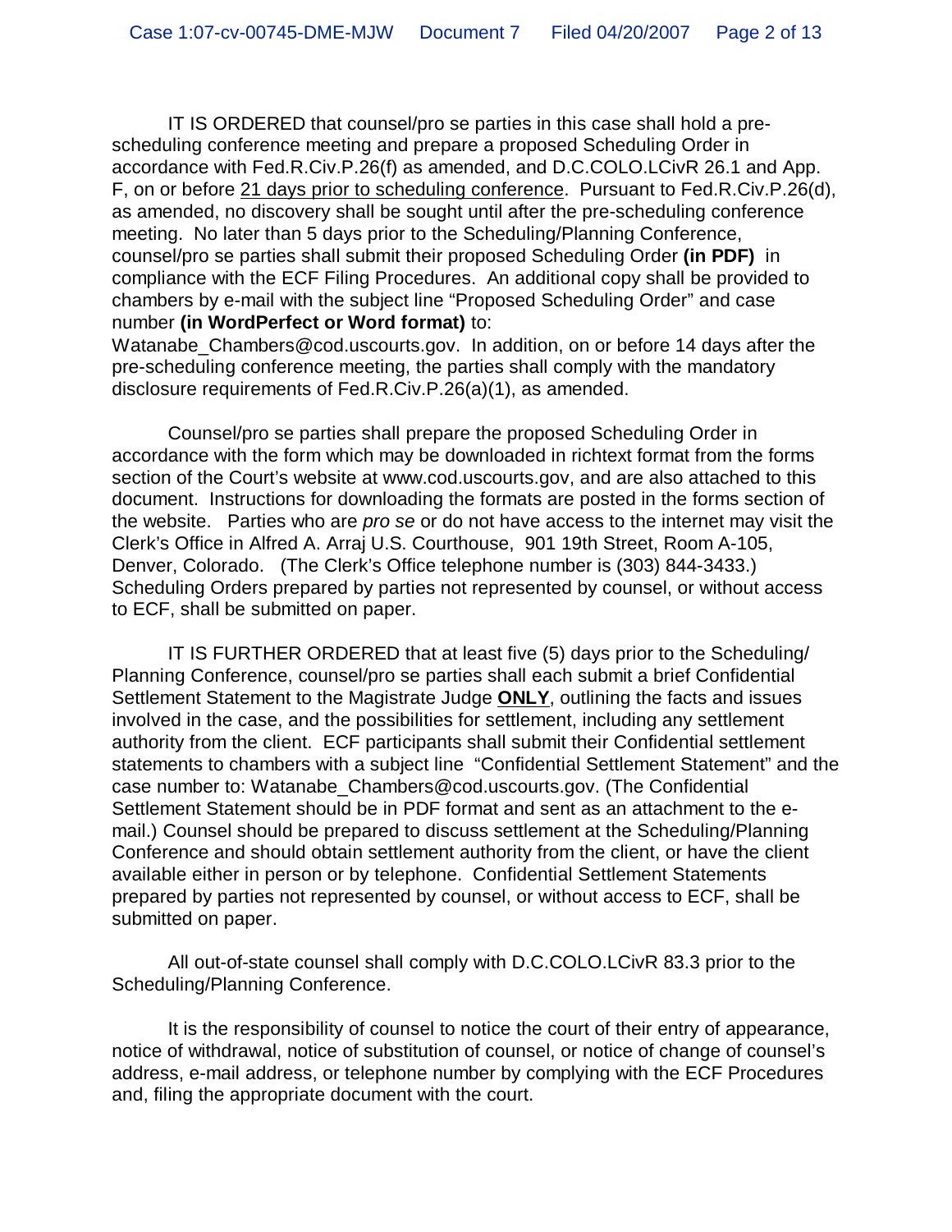IT IS ORDERED that counsel/pro se parties in this case shall hold a pre-scheduling conference meeting and prepare a proposed Scheduling Order in accordance with Fed.R.Civ.P.26(f) as amended, and D.C.COLO.LCivR 26.1 and App. F, on or before 21 days prior to scheduling conference. Pursuant to Fed.R.Civ.P.26(d), as amended, no discovery shall be sought until after the pre-scheduling conference meeting. No later than 5 days prior to the Scheduling/Planning Conference, counsel/pro se parties shall submit their proposed Scheduling Order **(in PDF)** in compliance with the ECF Filing Procedures. An additional copy shall be provided to chambers by e-mail with the subject line "Proposed Scheduling Order" and case number **(in WordPerfect or Word format)** to: Watanabe_Chambers@cod.uscourts.gov. In addition, on or before 14 days after the pre-scheduling conference meeting, the parties shall comply with the mandatory disclosure requirements of Fed.R.Civ.P.26(a)(1), as amended.

Counsel/pro se parties shall prepare the proposed Scheduling Order in accordance with the form which may be downloaded in richtext format from the forms section of the Court's website at www.cod.uscourts.gov, and are also attached to this document. Instructions for downloading the formats are posted in the forms section of the website. Parties who are *pro se* or do not have access to the internet may visit the Clerk's Office in Alfred A. Arraj U.S. Courthouse, 901 19th Street, Room A-105, Denver, Colorado. (The Clerk's Office telephone number is (303) 844-3433.) Scheduling Orders prepared by parties not represented by counsel, or without access to ECF, shall be submitted on paper.

IT IS FURTHER ORDERED that at least five (5) days prior to the Scheduling/ Planning Conference, counsel/pro se parties shall each submit a brief Confidential Settlement Statement to the Magistrate Judge **ONLY**, outlining the facts and issues involved in the case, and the possibilities for settlement, including any settlement authority from the client. ECF participants shall submit their Confidential settlement statements to chambers with a subject line "Confidential Settlement Statement" and the case number to: Watanabe_Chambers@cod.uscourts.gov. (The Confidential Settlement Statement should be in PDF format and sent as an attachment to the e-mail.) Counsel should be prepared to discuss settlement at the Scheduling/Planning Conference and should obtain settlement authority from the client, or have the client available either in person or by telephone. Confidential Settlement Statements prepared by parties not represented by counsel, or without access to ECF, shall be submitted on paper.

All out-of-state counsel shall comply with D.C.COLO.LCivR 83.3 prior to the Scheduling/Planning Conference.

It is the responsibility of counsel to notice the court of their entry of appearance, notice of withdrawal, notice of substitution of counsel, or notice of change of counsel's address, e-mail address, or telephone number by complying with the ECF Procedures and, filing the appropriate document with the court.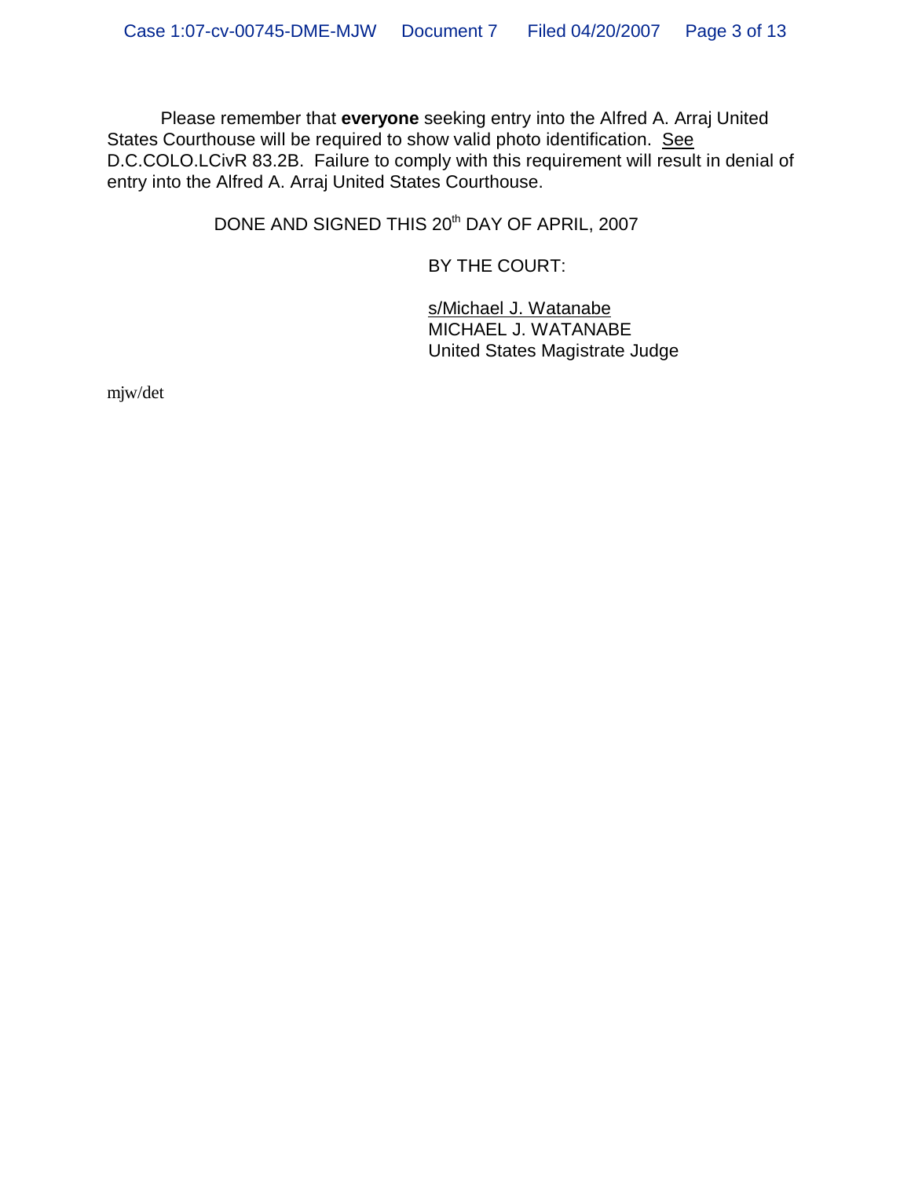Please remember that **everyone** seeking entry into the Alfred A. Arraj United States Courthouse will be required to show valid photo identification. See D.C.COLO.LCivR 83.2B. Failure to comply with this requirement will result in denial of entry into the Alfred A. Arraj United States Courthouse.

DONE AND SIGNED THIS 20th DAY OF APRIL, 2007

BY THE COURT:

s/Michael J. Watanabe
MICHAEL J. WATANABE
United States Magistrate Judge

mjw/det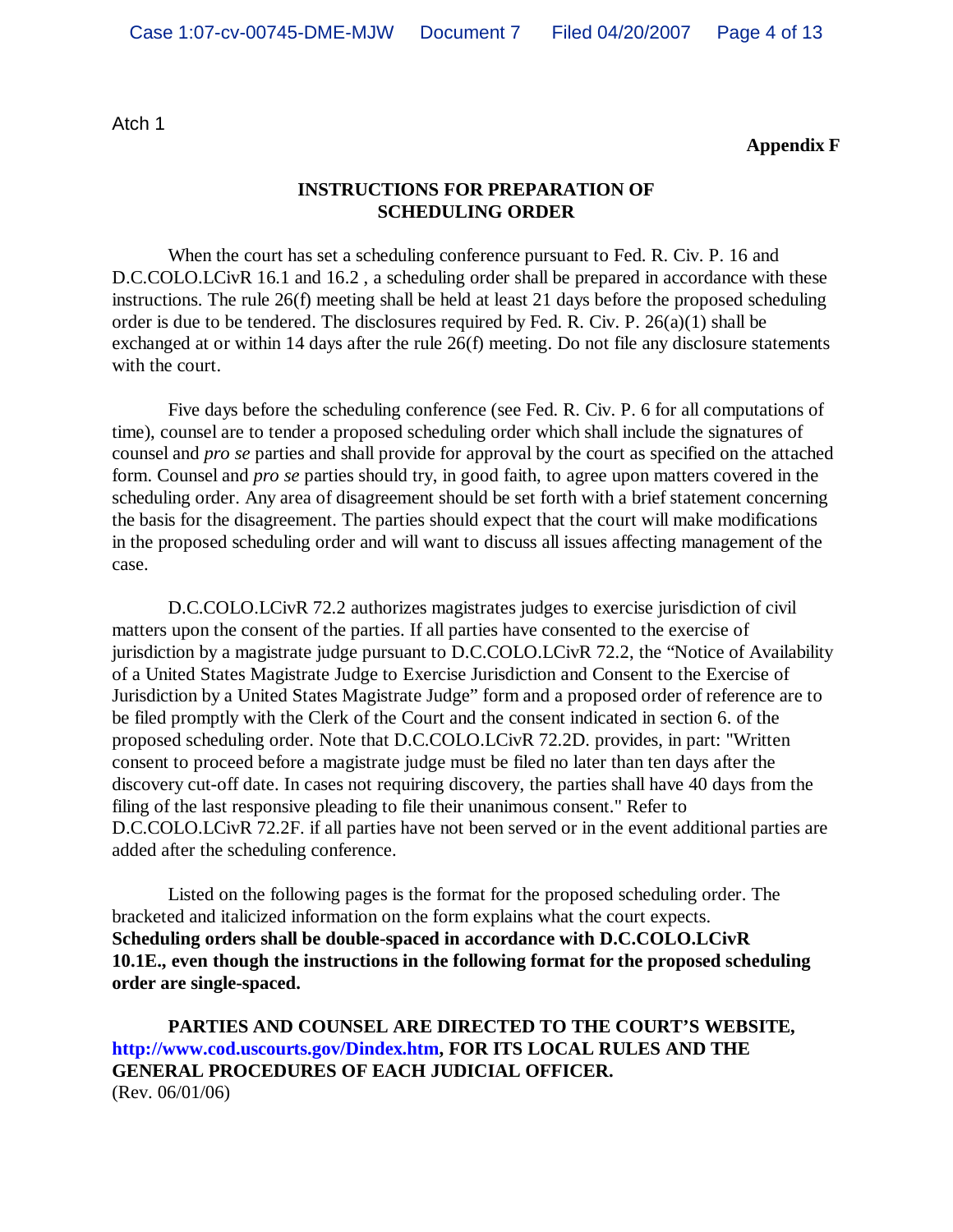Atch 1

**Appendix F**

## INSTRUCTIONS FOR PREPARATION OF SCHEDULING ORDER

When the court has set a scheduling conference pursuant to Fed. R. Civ. P. 16 and D.C.COLO.LCivR 16.1 and 16.2 , a scheduling order shall be prepared in accordance with these instructions. The rule 26(f) meeting shall be held at least 21 days before the proposed scheduling order is due to be tendered. The disclosures required by Fed. R. Civ. P. 26(a)(1) shall be exchanged at or within 14 days after the rule 26(f) meeting. Do not file any disclosure statements with the court.

Five days before the scheduling conference (see Fed. R. Civ. P. 6 for all computations of time), counsel are to tender a proposed scheduling order which shall include the signatures of counsel and *pro se* parties and shall provide for approval by the court as specified on the attached form. Counsel and *pro se* parties should try, in good faith, to agree upon matters covered in the scheduling order. Any area of disagreement should be set forth with a brief statement concerning the basis for the disagreement. The parties should expect that the court will make modifications in the proposed scheduling order and will want to discuss all issues affecting management of the case.

D.C.COLO.LCivR 72.2 authorizes magistrates judges to exercise jurisdiction of civil matters upon the consent of the parties. If all parties have consented to the exercise of jurisdiction by a magistrate judge pursuant to D.C.COLO.LCivR 72.2, the "Notice of Availability of a United States Magistrate Judge to Exercise Jurisdiction and Consent to the Exercise of Jurisdiction by a United States Magistrate Judge" form and a proposed order of reference are to be filed promptly with the Clerk of the Court and the consent indicated in section 6. of the proposed scheduling order. Note that D.C.COLO.LCivR 72.2D. provides, in part: "Written consent to proceed before a magistrate judge must be filed no later than ten days after the discovery cut-off date. In cases not requiring discovery, the parties shall have 40 days from the filing of the last responsive pleading to file their unanimous consent." Refer to D.C.COLO.LCivR 72.2F. if all parties have not been served or in the event additional parties are added after the scheduling conference.

Listed on the following pages is the format for the proposed scheduling order. The bracketed and italicized information on the form explains what the court expects. **Scheduling orders shall be double-spaced in accordance with D.C.COLO.LCivR 10.1E., even though the instructions in the following format for the proposed scheduling order are single-spaced.**

**PARTIES AND COUNSEL ARE DIRECTED TO THE COURT'S WEBSITE, http://www.cod.uscourts.gov/Dindex.htm, FOR ITS LOCAL RULES AND THE GENERAL PROCEDURES OF EACH JUDICIAL OFFICER.**

(Rev. 06/01/06)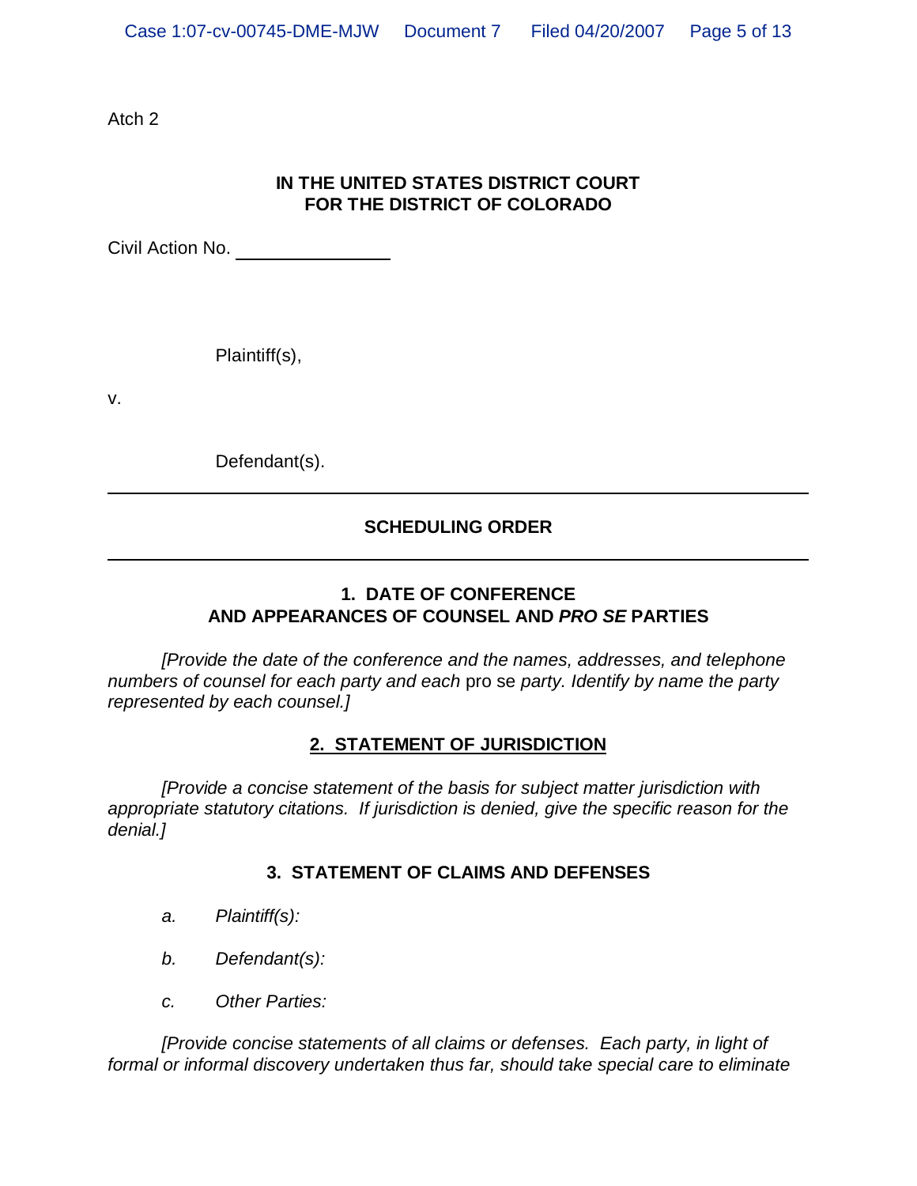Atch 2

**IN THE UNITED STATES DISTRICT COURT**
**FOR THE DISTRICT OF COLORADO**

Civil Action No. ______________

Plaintiff(s),

v.

Defendant(s).

---

**SCHEDULING ORDER**

---

**1. DATE OF CONFERENCE**
**AND APPEARANCES OF COUNSEL AND *PRO SE* PARTIES**

*[Provide the date of the conference and the names, addresses, and telephone numbers of counsel for each party and each* pro se *party. Identify by name the party represented by each counsel.]*

**2. STATEMENT OF JURISDICTION**

*[Provide a concise statement of the basis for subject matter jurisdiction with appropriate statutory citations. If jurisdiction is denied, give the specific reason for the denial.]*

**3. STATEMENT OF CLAIMS AND DEFENSES**

*a. Plaintiff(s):*

*b. Defendant(s):*

*c. Other Parties:*

*[Provide concise statements of all claims or defenses. Each party, in light of formal or informal discovery undertaken thus far, should take special care to eliminate*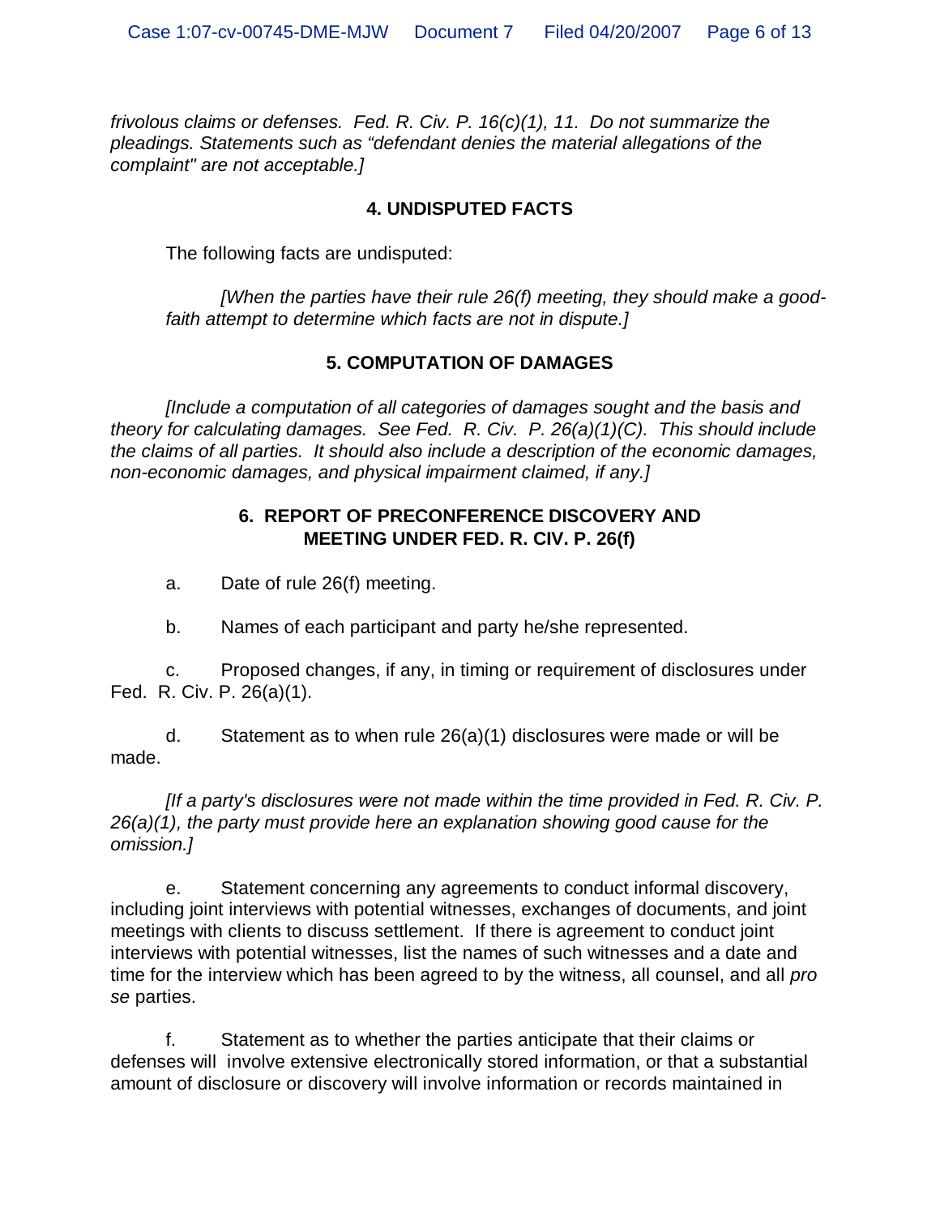*frivolous claims or defenses. Fed. R. Civ. P. 16(c)(1), 11. Do not summarize the pleadings. Statements such as "defendant denies the material allegations of the complaint" are not acceptable.]*

## 4. UNDISPUTED FACTS

The following facts are undisputed:

*[When the parties have their rule 26(f) meeting, they should make a good-faith attempt to determine which facts are not in dispute.]*

## 5. COMPUTATION OF DAMAGES

*[Include a computation of all categories of damages sought and the basis and theory for calculating damages. See Fed. R. Civ. P. 26(a)(1)(C). This should include the claims of all parties. It should also include a description of the economic damages, non-economic damages, and physical impairment claimed, if any.]*

## 6. REPORT OF PRECONFERENCE DISCOVERY AND MEETING UNDER FED. R. CIV. P. 26(f)

a. Date of rule 26(f) meeting.

b. Names of each participant and party he/she represented.

c. Proposed changes, if any, in timing or requirement of disclosures under Fed. R. Civ. P. 26(a)(1).

d. Statement as to when rule 26(a)(1) disclosures were made or will be made.

*[If a party's disclosures were not made within the time provided in Fed. R. Civ. P. 26(a)(1), the party must provide here an explanation showing good cause for the omission.]*

e. Statement concerning any agreements to conduct informal discovery, including joint interviews with potential witnesses, exchanges of documents, and joint meetings with clients to discuss settlement. If there is agreement to conduct joint interviews with potential witnesses, list the names of such witnesses and a date and time for the interview which has been agreed to by the witness, all counsel, and all *pro se* parties.

f. Statement as to whether the parties anticipate that their claims or defenses will involve extensive electronically stored information, or that a substantial amount of disclosure or discovery will involve information or records maintained in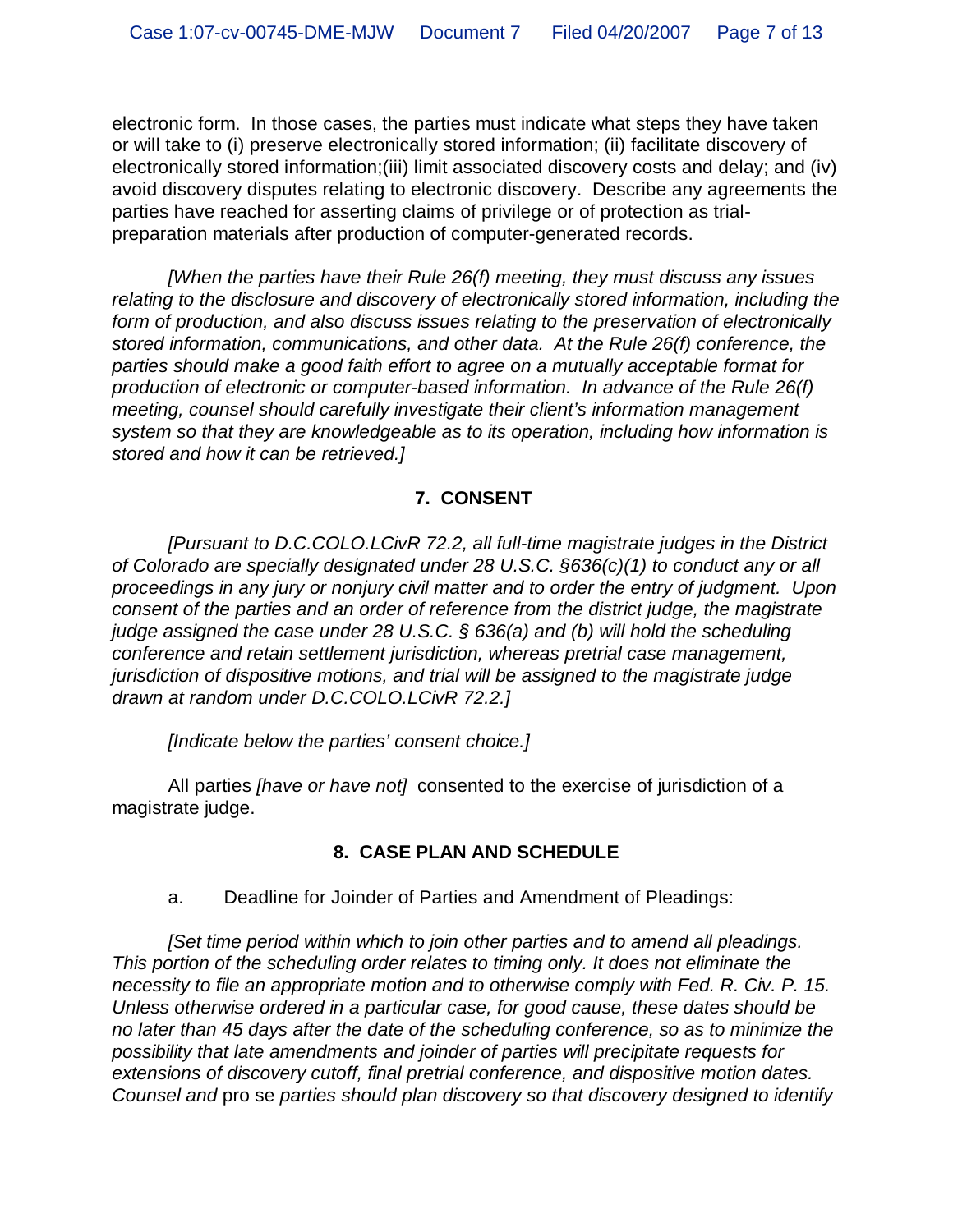electronic form. In those cases, the parties must indicate what steps they have taken or will take to (i) preserve electronically stored information; (ii) facilitate discovery of electronically stored information;(iii) limit associated discovery costs and delay; and (iv) avoid discovery disputes relating to electronic discovery. Describe any agreements the parties have reached for asserting claims of privilege or of protection as trial-preparation materials after production of computer-generated records.

*[When the parties have their Rule 26(f) meeting, they must discuss any issues relating to the disclosure and discovery of electronically stored information, including the form of production, and also discuss issues relating to the preservation of electronically stored information, communications, and other data. At the Rule 26(f) conference, the parties should make a good faith effort to agree on a mutually acceptable format for production of electronic or computer-based information. In advance of the Rule 26(f) meeting, counsel should carefully investigate their client's information management system so that they are knowledgeable as to its operation, including how information is stored and how it can be retrieved.]*

## 7. CONSENT

*[Pursuant to D.C.COLO.LCivR 72.2, all full-time magistrate judges in the District of Colorado are specially designated under 28 U.S.C. §636(c)(1) to conduct any or all proceedings in any jury or nonjury civil matter and to order the entry of judgment. Upon consent of the parties and an order of reference from the district judge, the magistrate judge assigned the case under 28 U.S.C. § 636(a) and (b) will hold the scheduling conference and retain settlement jurisdiction, whereas pretrial case management, jurisdiction of dispositive motions, and trial will be assigned to the magistrate judge drawn at random under D.C.COLO.LCivR 72.2.]*

*[Indicate below the parties' consent choice.]*

All parties *[have or have not]* consented to the exercise of jurisdiction of a magistrate judge.

## 8. CASE PLAN AND SCHEDULE

a. Deadline for Joinder of Parties and Amendment of Pleadings:

*[Set time period within which to join other parties and to amend all pleadings. This portion of the scheduling order relates to timing only. It does not eliminate the necessity to file an appropriate motion and to otherwise comply with Fed. R. Civ. P. 15. Unless otherwise ordered in a particular case, for good cause, these dates should be no later than 45 days after the date of the scheduling conference, so as to minimize the possibility that late amendments and joinder of parties will precipitate requests for extensions of discovery cutoff, final pretrial conference, and dispositive motion dates. Counsel and* pro se *parties should plan discovery so that discovery designed to identify*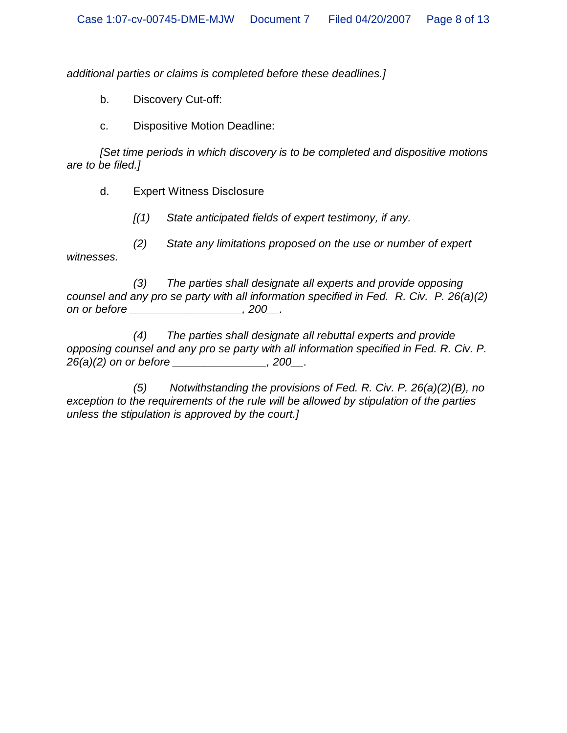*additional parties or claims is completed before these deadlines.]*

b. Discovery Cut-off:

c. Dispositive Motion Deadline:

*[Set time periods in which discovery is to be completed and dispositive motions are to be filed.]*

d. Expert Witness Disclosure

*[(1) State anticipated fields of expert testimony, if any.*

*(2) State any limitations proposed on the use or number of expert witnesses.*

*(3) The parties shall designate all experts and provide opposing counsel and any pro se party with all information specified in Fed. R. Civ. P. 26(a)(2) on or before _________________, 200__.*

*(4) The parties shall designate all rebuttal experts and provide opposing counsel and any pro se party with all information specified in Fed. R. Civ. P. 26(a)(2) on or before ______________, 200__.*

*(5) Notwithstanding the provisions of Fed. R. Civ. P. 26(a)(2)(B), no exception to the requirements of the rule will be allowed by stipulation of the parties unless the stipulation is approved by the court.]*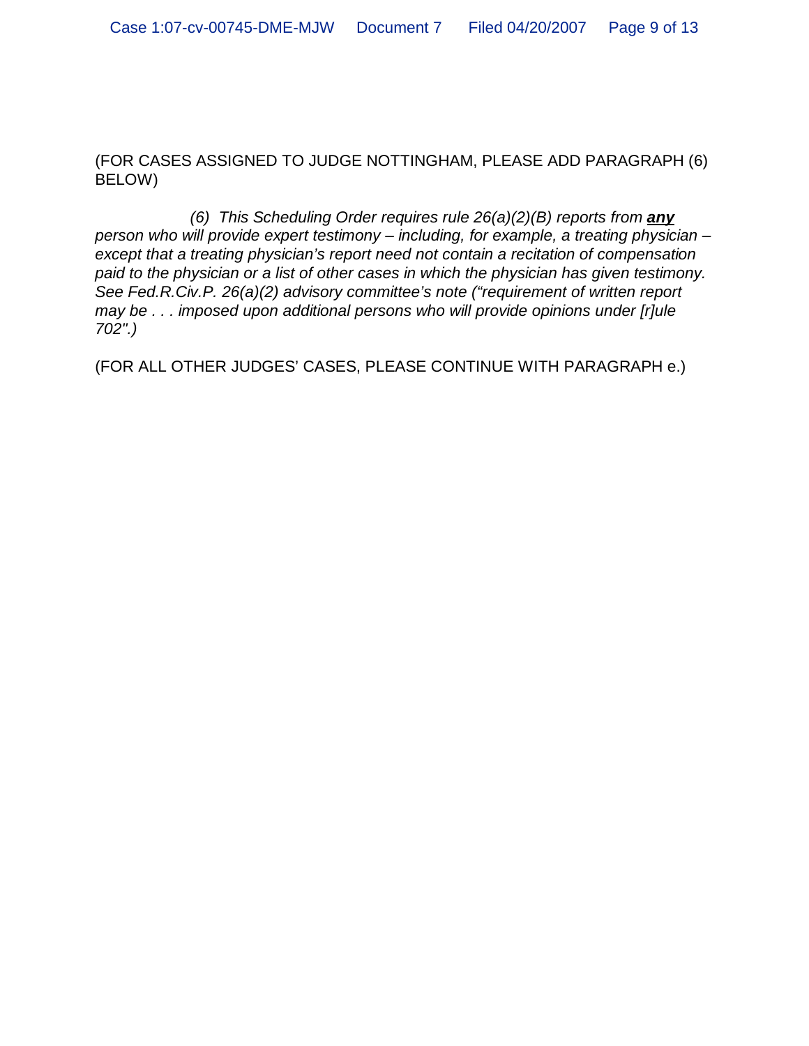(FOR CASES ASSIGNED TO JUDGE NOTTINGHAM, PLEASE ADD PARAGRAPH (6) BELOW)

*(6) This Scheduling Order requires rule 26(a)(2)(B) reports from* ***any*** *person who will provide expert testimony – including, for example, a treating physician – except that a treating physician's report need not contain a recitation of compensation paid to the physician or a list of other cases in which the physician has given testimony. See Fed.R.Civ.P. 26(a)(2) advisory committee's note ("requirement of written report may be . . . imposed upon additional persons who will provide opinions under [r]ule 702".)*

(FOR ALL OTHER JUDGES' CASES, PLEASE CONTINUE WITH PARAGRAPH e.)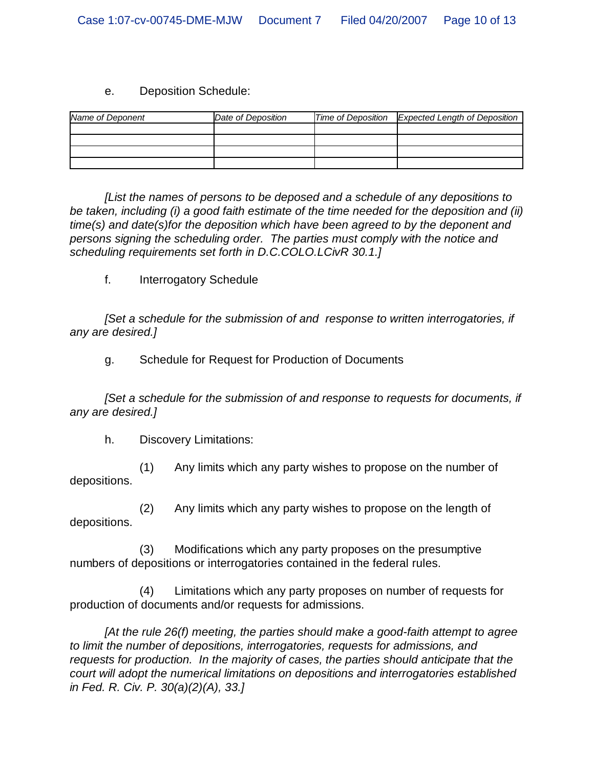e. Deposition Schedule:

| *Name of Deponent* | *Date of Deposition* | *Time of Deposition* | *Expected Length of Deposition* |
|---|---|---|---|
| | | | |
| | | | |
| | | | |
| | | | |

*[List the names of persons to be deposed and a schedule of any depositions to be taken, including (i) a good faith estimate of the time needed for the deposition and (ii) time(s) and date(s)for the deposition which have been agreed to by the deponent and persons signing the scheduling order. The parties must comply with the notice and scheduling requirements set forth in D.C.COLO.LCivR 30.1.]*

f. Interrogatory Schedule

*[Set a schedule for the submission of and response to written interrogatories, if any are desired.]*

g. Schedule for Request for Production of Documents

*[Set a schedule for the submission of and response to requests for documents, if any are desired.]*

h. Discovery Limitations:

(1) Any limits which any party wishes to propose on the number of depositions.

(2) Any limits which any party wishes to propose on the length of depositions.

(3) Modifications which any party proposes on the presumptive numbers of depositions or interrogatories contained in the federal rules.

(4) Limitations which any party proposes on number of requests for production of documents and/or requests for admissions.

*[At the rule 26(f) meeting, the parties should make a good-faith attempt to agree to limit the number of depositions, interrogatories, requests for admissions, and requests for production. In the majority of cases, the parties should anticipate that the court will adopt the numerical limitations on depositions and interrogatories established in Fed. R. Civ. P. 30(a)(2)(A), 33.]*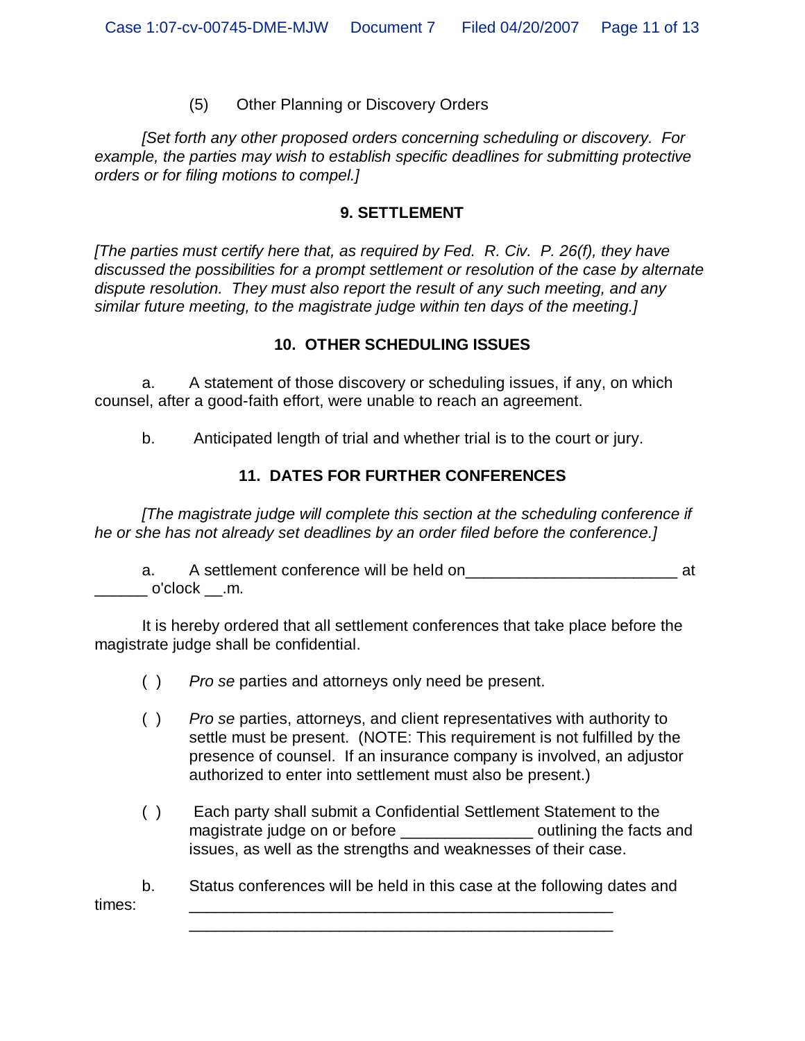(5) Other Planning or Discovery Orders

*[Set forth any other proposed orders concerning scheduling or discovery. For example, the parties may wish to establish specific deadlines for submitting protective orders or for filing motions to compel.]*

## 9. SETTLEMENT

*[The parties must certify here that, as required by Fed. R. Civ. P. 26(f), they have discussed the possibilities for a prompt settlement or resolution of the case by alternate dispute resolution. They must also report the result of any such meeting, and any similar future meeting, to the magistrate judge within ten days of the meeting.]*

## 10. OTHER SCHEDULING ISSUES

a. A statement of those discovery or scheduling issues, if any, on which counsel, after a good-faith effort, were unable to reach an agreement.

b. Anticipated length of trial and whether trial is to the court or jury.

## 11. DATES FOR FURTHER CONFERENCES

*[The magistrate judge will complete this section at the scheduling conference if he or she has not already set deadlines by an order filed before the conference.]*

a. A settlement conference will be held on________________________ at ______ o'clock __.m.

It is hereby ordered that all settlement conferences that take place before the magistrate judge shall be confidential.

( ) *Pro se* parties and attorneys only need be present.

( ) *Pro se* parties, attorneys, and client representatives with authority to settle must be present. (NOTE: This requirement is not fulfilled by the presence of counsel. If an insurance company is involved, an adjustor authorized to enter into settlement must also be present.)

( ) Each party shall submit a Confidential Settlement Statement to the magistrate judge on or before _______________ outlining the facts and issues, as well as the strengths and weaknesses of their case.

b. Status conferences will be held in this case at the following dates and times: ________________________________________________

________________________________________________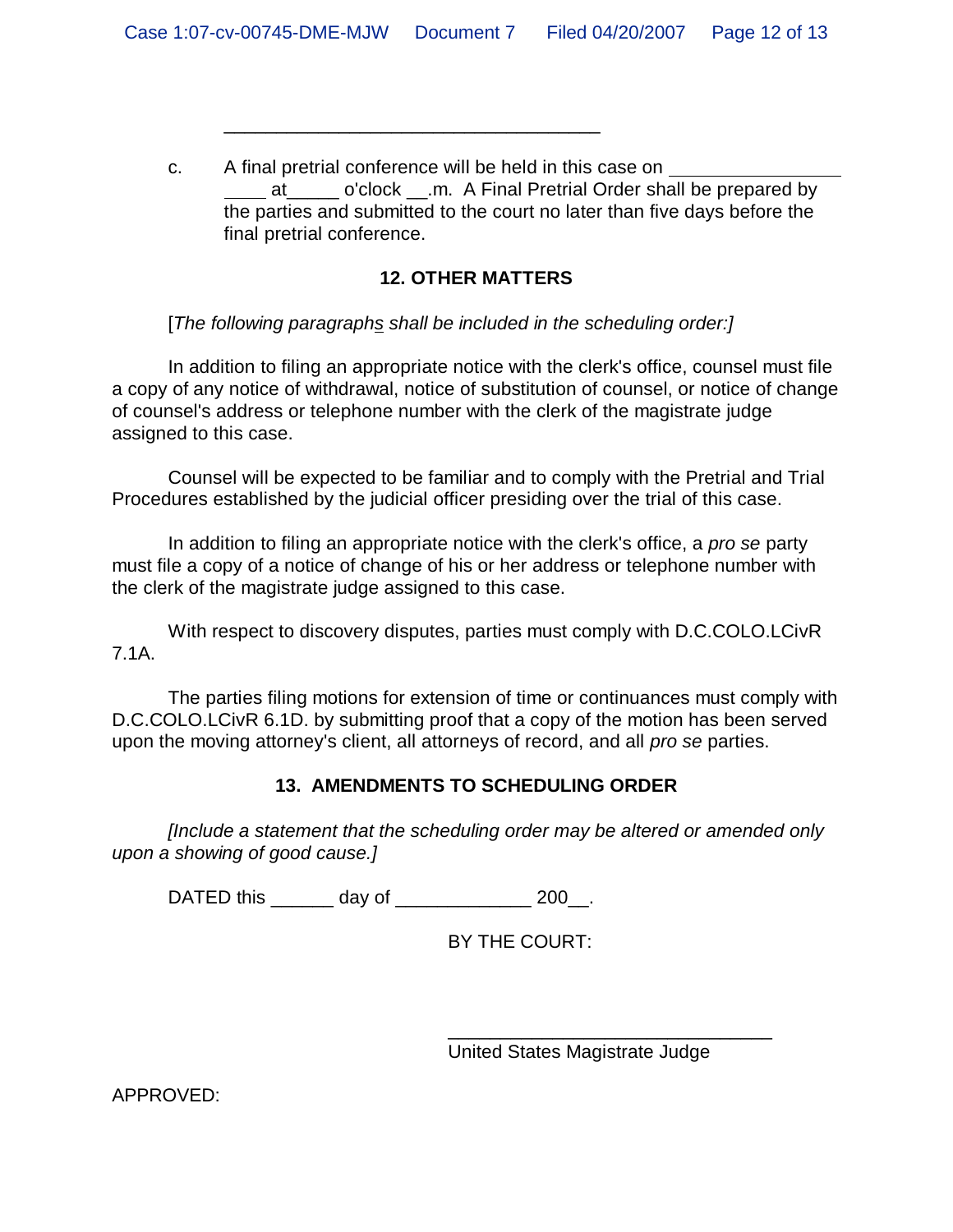\_\_\_\_\_\_\_\_\_\_\_\_\_\_\_\_\_\_\_\_\_\_\_\_\_\_\_\_\_\_\_\_\_\_\_\_\_\_\_\_

c. A final pretrial conference will be held in this case on \_\_\_\_\_\_\_\_\_\_\_\_\_\_\_\_\_\_\_\_ \_\_\_\_ at\_\_\_\_\_ o'clock \_\_.m. A Final Pretrial Order shall be prepared by the parties and submitted to the court no later than five days before the final pretrial conference.

## 12. OTHER MATTERS

[*The following paragraphs shall be included in the scheduling order:]*

In addition to filing an appropriate notice with the clerk's office, counsel must file a copy of any notice of withdrawal, notice of substitution of counsel, or notice of change of counsel's address or telephone number with the clerk of the magistrate judge assigned to this case.

Counsel will be expected to be familiar and to comply with the Pretrial and Trial Procedures established by the judicial officer presiding over the trial of this case.

In addition to filing an appropriate notice with the clerk's office, a *pro se* party must file a copy of a notice of change of his or her address or telephone number with the clerk of the magistrate judge assigned to this case.

With respect to discovery disputes, parties must comply with D.C.COLO.LCivR 7.1A.

The parties filing motions for extension of time or continuances must comply with D.C.COLO.LCivR 6.1D. by submitting proof that a copy of the motion has been served upon the moving attorney's client, all attorneys of record, and all *pro se* parties.

## 13. AMENDMENTS TO SCHEDULING ORDER

*[Include a statement that the scheduling order may be altered or amended only upon a showing of good cause.]*

DATED this \_\_\_\_\_\_ day of \_\_\_\_\_\_\_\_\_\_\_\_\_ 200\_\_.

BY THE COURT:

\_\_\_\_\_\_\_\_\_\_\_\_\_\_\_\_\_\_\_\_\_\_\_\_\_\_\_\_\_\_\_\_\_\_
United States Magistrate Judge

APPROVED: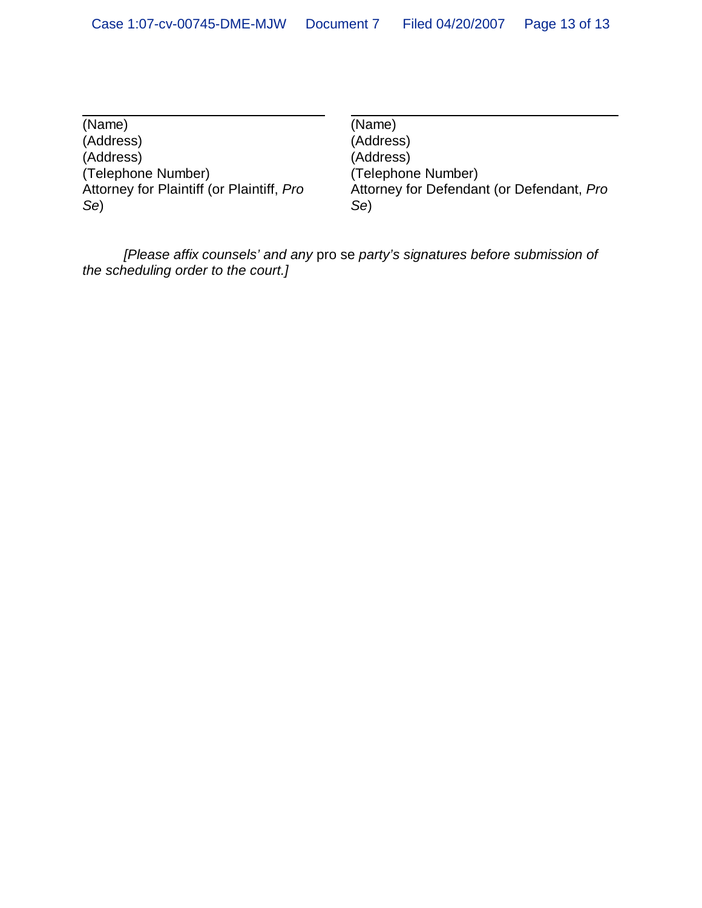| | |
|---|---|
| \_\_\_\_\_\_\_\_\_\_\_\_\_\_\_\_\_\_\_\_\_\_\_\_\_\_\_\_\_\_ | \_\_\_\_\_\_\_\_\_\_\_\_\_\_\_\_\_\_\_\_\_\_\_\_\_\_\_\_\_\_ |
| (Name) | (Name) |
| (Address) | (Address) |
| (Address) | (Address) |
| (Telephone Number) | (Telephone Number) |
| Attorney for Plaintiff (or Plaintiff, *Pro Se*) | Attorney for Defendant (or Defendant, *Pro Se*) |

*[Please affix counsels' and any* pro se *party's signatures before submission of the scheduling order to the court.]*